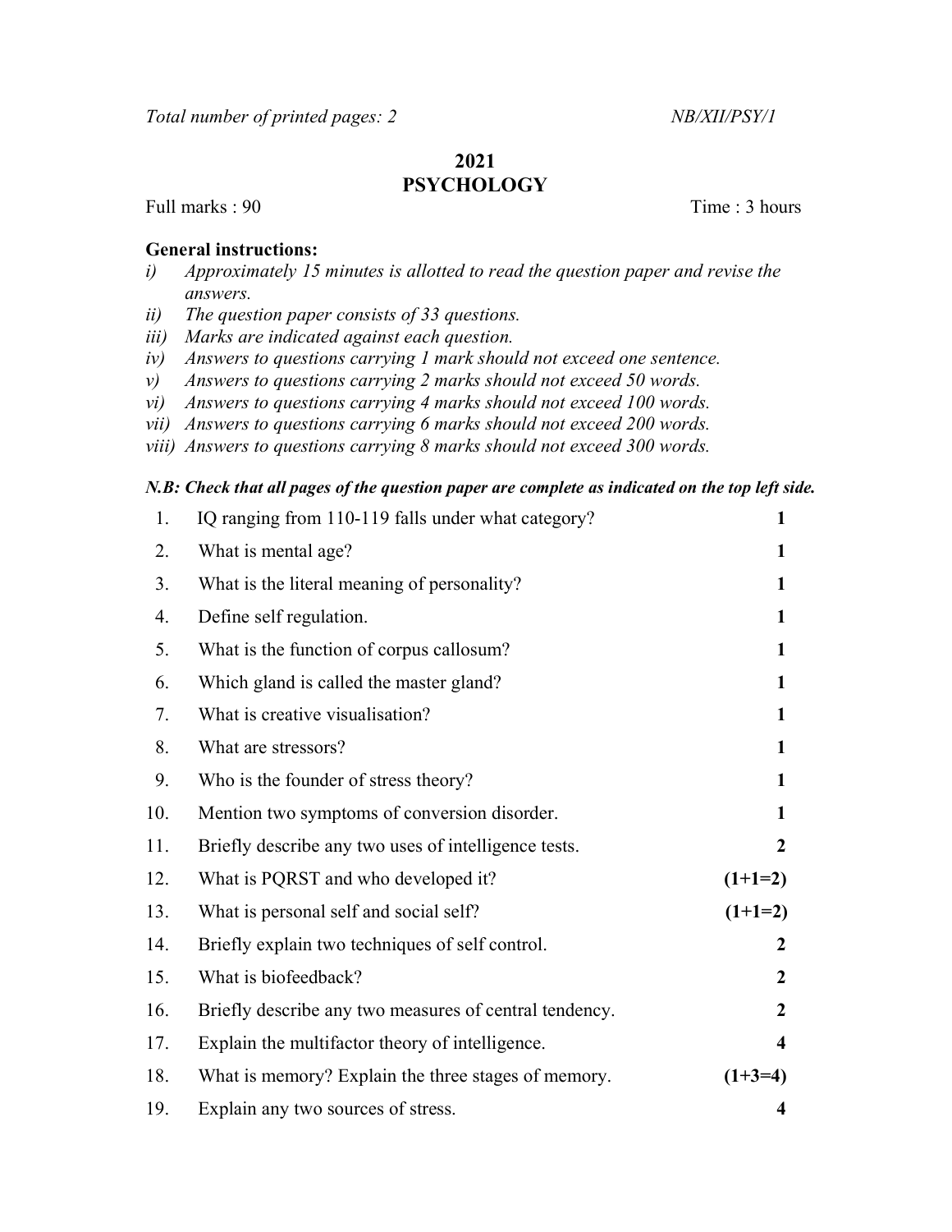*Total number of printed pages: 2* *NB/XII/PSY/1*

# 2021
# PSYCHOLOGY

Full marks : 90 Time : 3 hours

**General instructions:**

- *i) Approximately 15 minutes is allotted to read the question paper and revise the answers.*
- *ii) The question paper consists of 33 questions.*
- *iii) Marks are indicated against each question.*
- *iv) Answers to questions carrying 1 mark should not exceed one sentence.*
- *v) Answers to questions carrying 2 marks should not exceed 50 words.*
- *vi) Answers to questions carrying 4 marks should not exceed 100 words.*
- *vii) Answers to questions carrying 6 marks should not exceed 200 words.*
- *viii) Answers to questions carrying 8 marks should not exceed 300 words.*

***N.B: Check that all pages of the question paper are complete as indicated on the top left side.***

| No. | Question | Marks |
|---|---|---|
| 1. | IQ ranging from 110-119 falls under what category? | 1 |
| 2. | What is mental age? | 1 |
| 3. | What is the literal meaning of personality? | 1 |
| 4. | Define self regulation. | 1 |
| 5. | What is the function of corpus callosum? | 1 |
| 6. | Which gland is called the master gland? | 1 |
| 7. | What is creative visualisation? | 1 |
| 8. | What are stressors? | 1 |
| 9. | Who is the founder of stress theory? | 1 |
| 10. | Mention two symptoms of conversion disorder. | 1 |
| 11. | Briefly describe any two uses of intelligence tests. | 2 |
| 12. | What is PQRST and who developed it? | **(1+1=2)** |
| 13. | What is personal self and social self? | **(1+1=2)** |
| 14. | Briefly explain two techniques of self control. | 2 |
| 15. | What is biofeedback? | 2 |
| 16. | Briefly describe any two measures of central tendency. | 2 |
| 17. | Explain the multifactor theory of intelligence. | 4 |
| 18. | What is memory? Explain the three stages of memory. | **(1+3=4)** |
| 19. | Explain any two sources of stress. | 4 |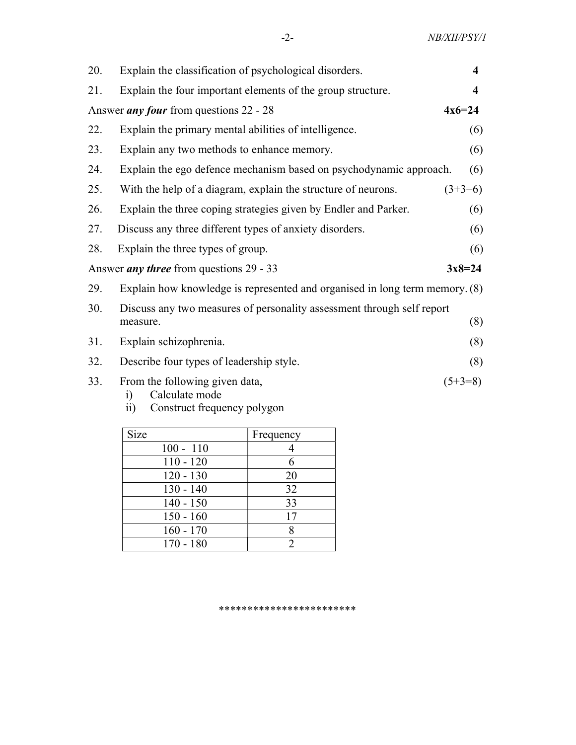20. Explain the classification of psychological disorders. **4**

21. Explain the four important elements of the group structure. **4**

Answer ***any four*** from questions 22 - 28 **4x6=24**

22. Explain the primary mental abilities of intelligence. (6)

23. Explain any two methods to enhance memory. (6)

24. Explain the ego defence mechanism based on psychodynamic approach. (6)

25. With the help of a diagram, explain the structure of neurons. (3+3=6)

26. Explain the three coping strategies given by Endler and Parker. (6)

27. Discuss any three different types of anxiety disorders. (6)

28. Explain the three types of group. (6)

Answer ***any three*** from questions 29 - 33 **3x8=24**

29. Explain how knowledge is represented and organised in long term memory. (8)

30. Discuss any two measures of personality assessment through self report measure. (8)

31. Explain schizophrenia. (8)

32. Describe four types of leadership style. (8)

33. From the following given data, (5+3=8)
    i) Calculate mode
    ii) Construct frequency polygon

| Size | Frequency |
|---|---|
| 100 - 110 | 4 |
| 110 - 120 | 6 |
| 120 - 130 | 20 |
| 130 - 140 | 32 |
| 140 - 150 | 33 |
| 150 - 160 | 17 |
| 160 - 170 | 8 |
| 170 - 180 | 2 |

***********************